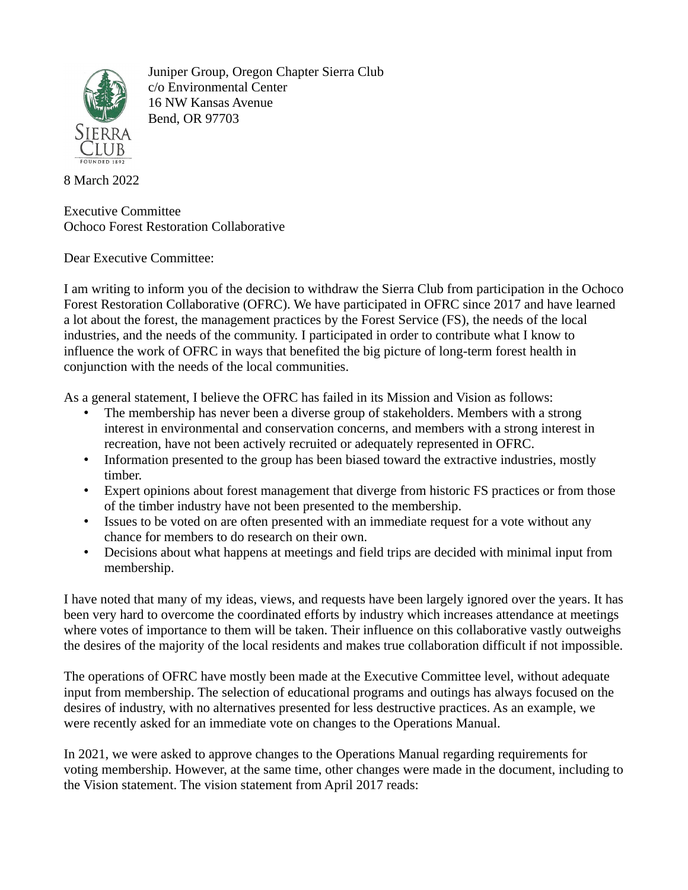Juniper Group, Oregon Chapter Sierra Club
c/o Environmental Center
16 NW Kansas Avenue
Bend, OR 97703

8 March 2022

Executive Committee
Ochoco Forest Restoration Collaborative

Dear Executive Committee:

I am writing to inform you of the decision to withdraw the Sierra Club from participation in the Ochoco Forest Restoration Collaborative (OFRC). We have participated in OFRC since 2017 and have learned a lot about the forest, the management practices by the Forest Service (FS), the needs of the local industries, and the needs of the community. I participated in order to contribute what I know to influence the work of OFRC in ways that benefited the big picture of long-term forest health in conjunction with the needs of the local communities.

As a general statement, I believe the OFRC has failed in its Mission and Vision as follows:

- The membership has never been a diverse group of stakeholders. Members with a strong interest in environmental and conservation concerns, and members with a strong interest in recreation, have not been actively recruited or adequately represented in OFRC.
- Information presented to the group has been biased toward the extractive industries, mostly timber.
- Expert opinions about forest management that diverge from historic FS practices or from those of the timber industry have not been presented to the membership.
- Issues to be voted on are often presented with an immediate request for a vote without any chance for members to do research on their own.
- Decisions about what happens at meetings and field trips are decided with minimal input from membership.

I have noted that many of my ideas, views, and requests have been largely ignored over the years. It has been very hard to overcome the coordinated efforts by industry which increases attendance at meetings where votes of importance to them will be taken. Their influence on this collaborative vastly outweighs the desires of the majority of the local residents and makes true collaboration difficult if not impossible.

The operations of OFRC have mostly been made at the Executive Committee level, without adequate input from membership. The selection of educational programs and outings has always focused on the desires of industry, with no alternatives presented for less destructive practices. As an example, we were recently asked for an immediate vote on changes to the Operations Manual.

In 2021, we were asked to approve changes to the Operations Manual regarding requirements for voting membership. However, at the same time, other changes were made in the document, including to the Vision statement. The vision statement from April 2017 reads: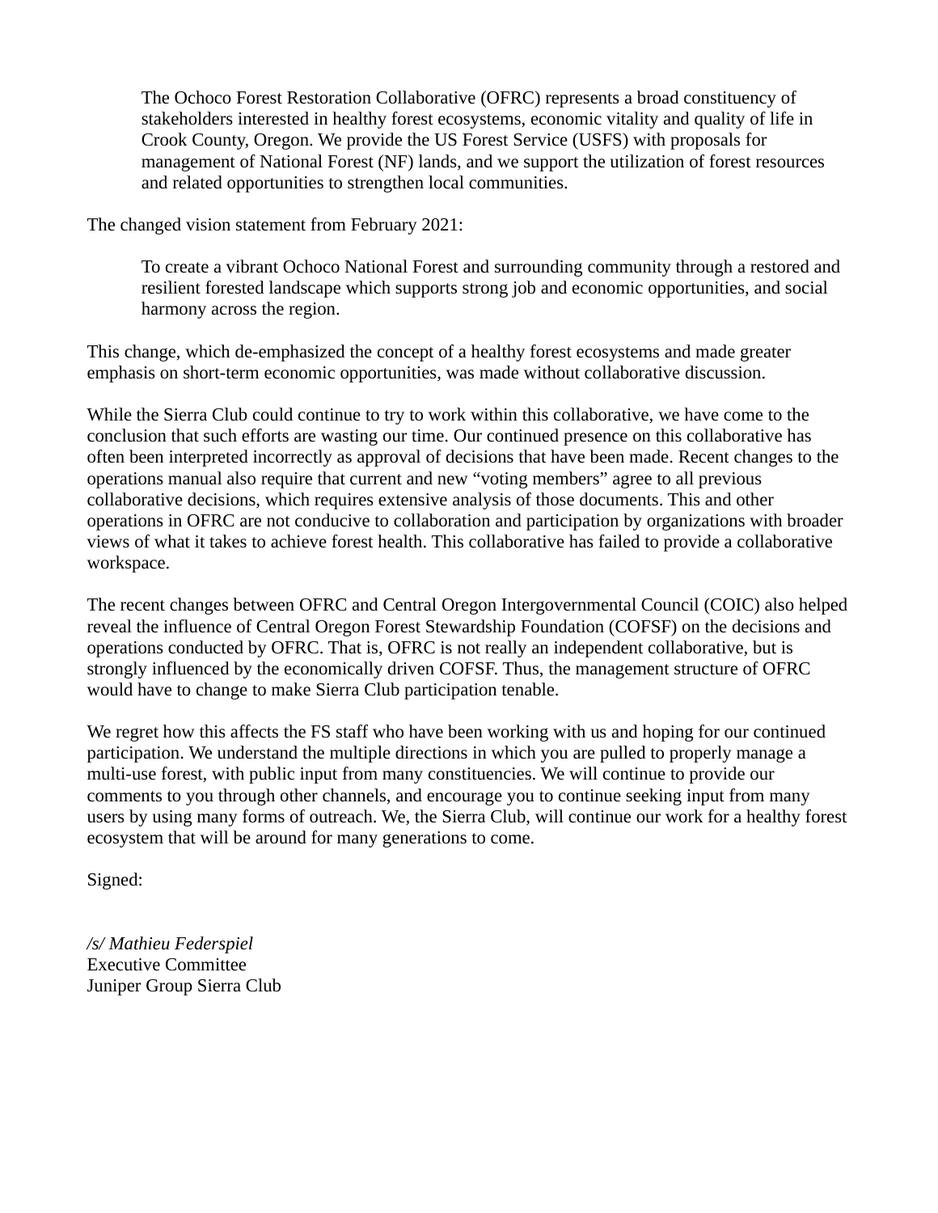> The Ochoco Forest Restoration Collaborative (OFRC) represents a broad constituency of stakeholders interested in healthy forest ecosystems, economic vitality and quality of life in Crook County, Oregon. We provide the US Forest Service (USFS) with proposals for management of National Forest (NF) lands, and we support the utilization of forest resources and related opportunities to strengthen local communities.

The changed vision statement from February 2021:

> To create a vibrant Ochoco National Forest and surrounding community through a restored and resilient forested landscape which supports strong job and economic opportunities, and social harmony across the region.

This change, which de-emphasized the concept of a healthy forest ecosystems and made greater emphasis on short-term economic opportunities, was made without collaborative discussion.

While the Sierra Club could continue to try to work within this collaborative, we have come to the conclusion that such efforts are wasting our time. Our continued presence on this collaborative has often been interpreted incorrectly as approval of decisions that have been made. Recent changes to the operations manual also require that current and new "voting members" agree to all previous collaborative decisions, which requires extensive analysis of those documents. This and other operations in OFRC are not conducive to collaboration and participation by organizations with broader views of what it takes to achieve forest health. This collaborative has failed to provide a collaborative workspace.

The recent changes between OFRC and Central Oregon Intergovernmental Council (COIC) also helped reveal the influence of Central Oregon Forest Stewardship Foundation (COFSF) on the decisions and operations conducted by OFRC. That is, OFRC is not really an independent collaborative, but is strongly influenced by the economically driven COFSF. Thus, the management structure of OFRC would have to change to make Sierra Club participation tenable.

We regret how this affects the FS staff who have been working with us and hoping for our continued participation. We understand the multiple directions in which you are pulled to properly manage a multi-use forest, with public input from many constituencies. We will continue to provide our comments to you through other channels, and encourage you to continue seeking input from many users by using many forms of outreach. We, the Sierra Club, will continue our work for a healthy forest ecosystem that will be around for many generations to come.

Signed:

*/s/ Mathieu Federspiel*
Executive Committee
Juniper Group Sierra Club